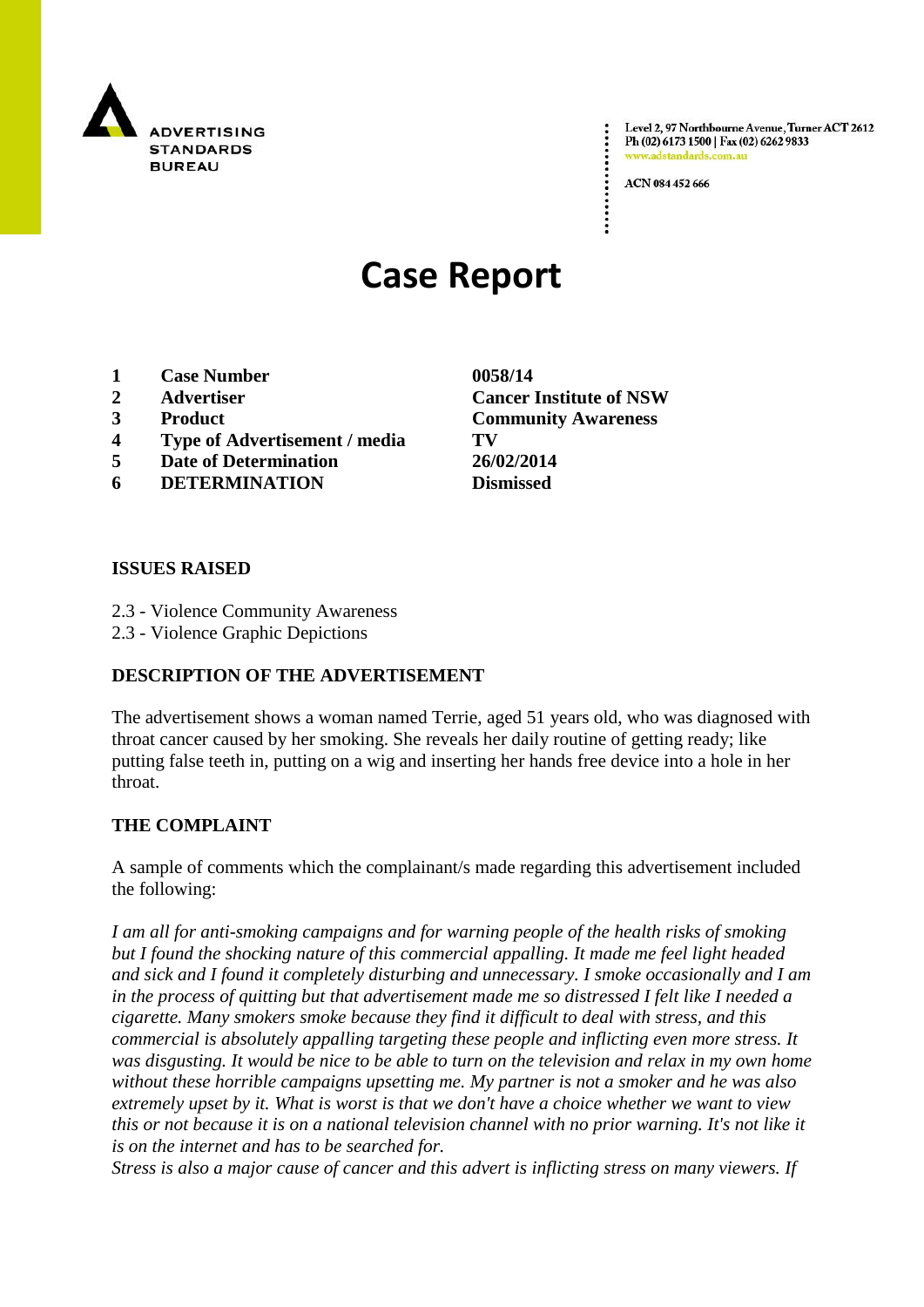ADVERTISING STANDARDS BUREAU

Level 2, 97 Northbourne Avenue, Turner ACT 2612
Ph (02) 6173 1500 | Fax (02) 6262 9833
www.adstandards.com.au

ACN 084 452 666

# Case Report

| | | |
|---|---|---|
| **1** | **Case Number** | **0058/14** |
| **2** | **Advertiser** | **Cancer Institute of NSW** |
| **3** | **Product** | **Community Awareness** |
| **4** | **Type of Advertisement / media** | **TV** |
| **5** | **Date of Determination** | **26/02/2014** |
| **6** | **DETERMINATION** | **Dismissed** |

## ISSUES RAISED

2.3 - Violence Community Awareness
2.3 - Violence Graphic Depictions

## DESCRIPTION OF THE ADVERTISEMENT

The advertisement shows a woman named Terrie, aged 51 years old, who was diagnosed with throat cancer caused by her smoking. She reveals her daily routine of getting ready; like putting false teeth in, putting on a wig and inserting her hands free device into a hole in her throat.

## THE COMPLAINT

A sample of comments which the complainant/s made regarding this advertisement included the following:

*I am all for anti-smoking campaigns and for warning people of the health risks of smoking but I found the shocking nature of this commercial appalling. It made me feel light headed and sick and I found it completely disturbing and unnecessary. I smoke occasionally and I am in the process of quitting but that advertisement made me so distressed I felt like I needed a cigarette. Many smokers smoke because they find it difficult to deal with stress, and this commercial is absolutely appalling targeting these people and inflicting even more stress. It was disgusting. It would be nice to be able to turn on the television and relax in my own home without these horrible campaigns upsetting me. My partner is not a smoker and he was also extremely upset by it. What is worst is that we don't have a choice whether we want to view this or not because it is on a national television channel with no prior warning. It's not like it is on the internet and has to be searched for.*
*Stress is also a major cause of cancer and this advert is inflicting stress on many viewers. If*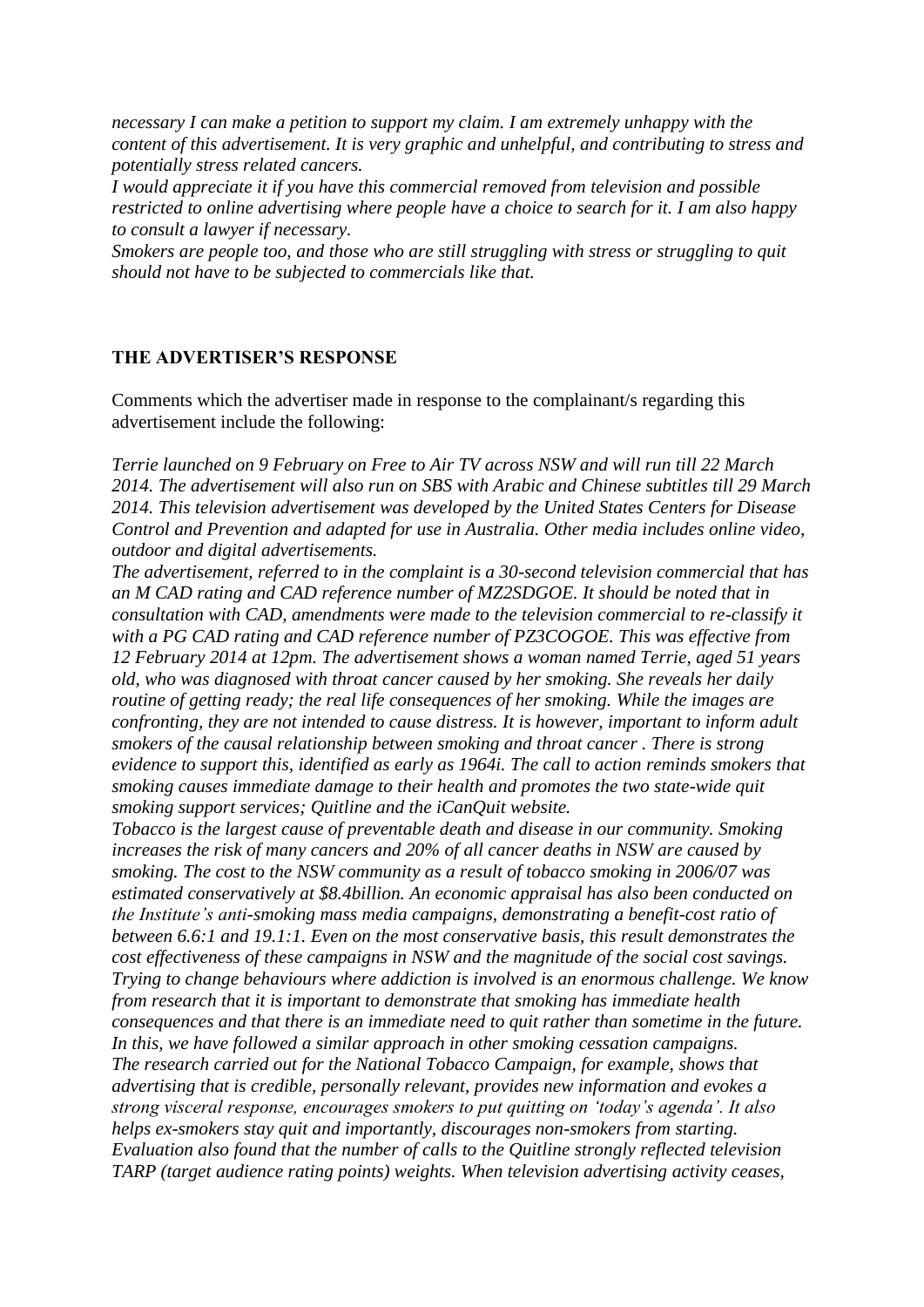*necessary I can make a petition to support my claim. I am extremely unhappy with the content of this advertisement. It is very graphic and unhelpful, and contributing to stress and potentially stress related cancers.*
*I would appreciate it if you have this commercial removed from television and possible restricted to online advertising where people have a choice to search for it. I am also happy to consult a lawyer if necessary.*
*Smokers are people too, and those who are still struggling with stress or struggling to quit should not have to be subjected to commercials like that.*

## THE ADVERTISER'S RESPONSE

Comments which the advertiser made in response to the complainant/s regarding this advertisement include the following:

*Terrie launched on 9 February on Free to Air TV across NSW and will run till 22 March 2014. The advertisement will also run on SBS with Arabic and Chinese subtitles till 29 March 2014. This television advertisement was developed by the United States Centers for Disease Control and Prevention and adapted for use in Australia. Other media includes online video, outdoor and digital advertisements.*
*The advertisement, referred to in the complaint is a 30-second television commercial that has an M CAD rating and CAD reference number of MZ2SDGOE. It should be noted that in consultation with CAD, amendments were made to the television commercial to re-classify it with a PG CAD rating and CAD reference number of PZ3COGOE. This was effective from 12 February 2014 at 12pm. The advertisement shows a woman named Terrie, aged 51 years old, who was diagnosed with throat cancer caused by her smoking. She reveals her daily routine of getting ready; the real life consequences of her smoking. While the images are confronting, they are not intended to cause distress. It is however, important to inform adult smokers of the causal relationship between smoking and throat cancer . There is strong evidence to support this, identified as early as 1964i. The call to action reminds smokers that smoking causes immediate damage to their health and promotes the two state-wide quit smoking support services; Quitline and the iCanQuit website.*
*Tobacco is the largest cause of preventable death and disease in our community. Smoking increases the risk of many cancers and 20% of all cancer deaths in NSW are caused by smoking. The cost to the NSW community as a result of tobacco smoking in 2006/07 was estimated conservatively at $8.4billion. An economic appraisal has also been conducted on the Institute's anti-smoking mass media campaigns, demonstrating a benefit-cost ratio of between 6.6:1 and 19.1:1. Even on the most conservative basis, this result demonstrates the cost effectiveness of these campaigns in NSW and the magnitude of the social cost savings. Trying to change behaviours where addiction is involved is an enormous challenge. We know from research that it is important to demonstrate that smoking has immediate health consequences and that there is an immediate need to quit rather than sometime in the future. In this, we have followed a similar approach in other smoking cessation campaigns.*
*The research carried out for the National Tobacco Campaign, for example, shows that advertising that is credible, personally relevant, provides new information and evokes a strong visceral response, encourages smokers to put quitting on 'today's agenda'. It also helps ex-smokers stay quit and importantly, discourages non-smokers from starting. Evaluation also found that the number of calls to the Quitline strongly reflected television TARP (target audience rating points) weights. When television advertising activity ceases,*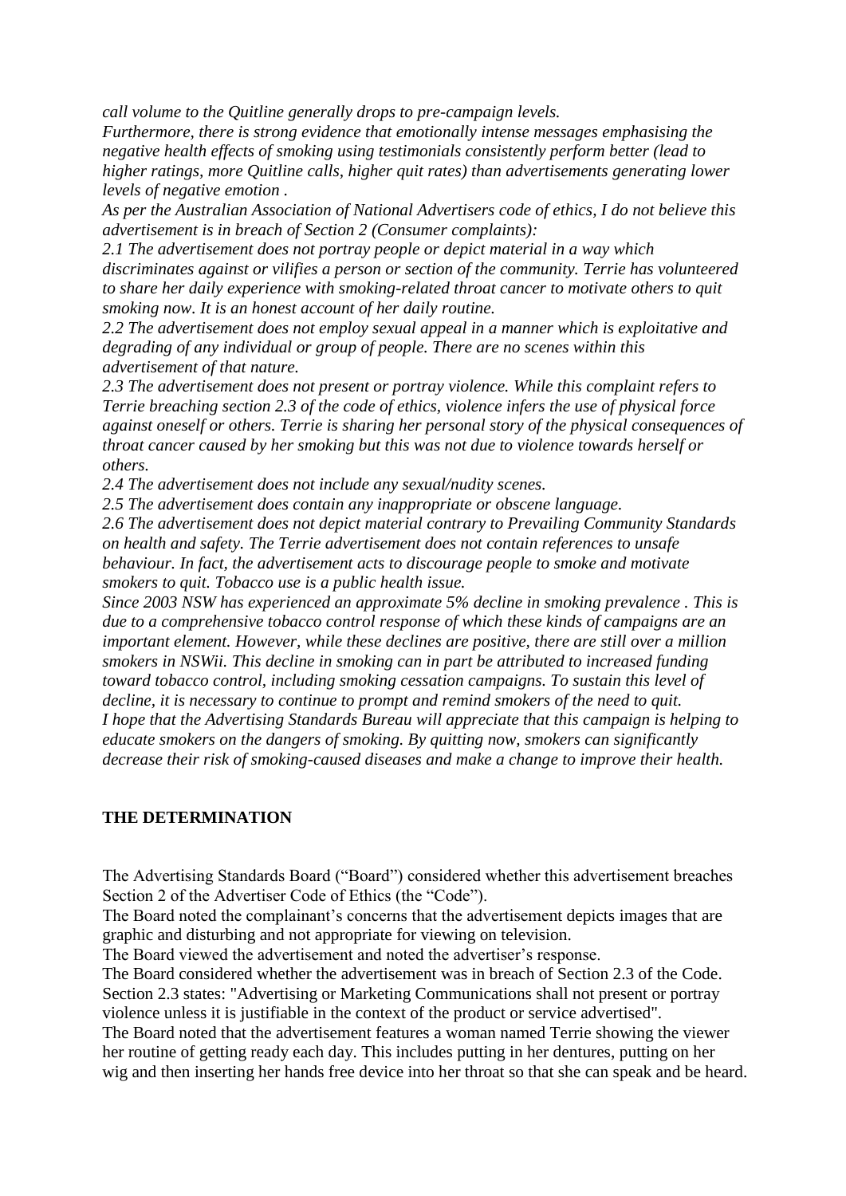*call volume to the Quitline generally drops to pre-campaign levels.*
*Furthermore, there is strong evidence that emotionally intense messages emphasising the negative health effects of smoking using testimonials consistently perform better (lead to higher ratings, more Quitline calls, higher quit rates) than advertisements generating lower levels of negative emotion .*
*As per the Australian Association of National Advertisers code of ethics, I do not believe this advertisement is in breach of Section 2 (Consumer complaints):*
*2.1 The advertisement does not portray people or depict material in a way which discriminates against or vilifies a person or section of the community. Terrie has volunteered to share her daily experience with smoking-related throat cancer to motivate others to quit smoking now. It is an honest account of her daily routine.*
*2.2 The advertisement does not employ sexual appeal in a manner which is exploitative and degrading of any individual or group of people. There are no scenes within this advertisement of that nature.*
*2.3 The advertisement does not present or portray violence. While this complaint refers to Terrie breaching section 2.3 of the code of ethics, violence infers the use of physical force against oneself or others. Terrie is sharing her personal story of the physical consequences of throat cancer caused by her smoking but this was not due to violence towards herself or others.*
*2.4 The advertisement does not include any sexual/nudity scenes.*
*2.5 The advertisement does contain any inappropriate or obscene language.*
*2.6 The advertisement does not depict material contrary to Prevailing Community Standards on health and safety. The Terrie advertisement does not contain references to unsafe behaviour. In fact, the advertisement acts to discourage people to smoke and motivate smokers to quit. Tobacco use is a public health issue.*
*Since 2003 NSW has experienced an approximate 5% decline in smoking prevalence . This is due to a comprehensive tobacco control response of which these kinds of campaigns are an important element. However, while these declines are positive, there are still over a million smokers in NSWii. This decline in smoking can in part be attributed to increased funding toward tobacco control, including smoking cessation campaigns. To sustain this level of decline, it is necessary to continue to prompt and remind smokers of the need to quit.*
*I hope that the Advertising Standards Bureau will appreciate that this campaign is helping to educate smokers on the dangers of smoking. By quitting now, smokers can significantly decrease their risk of smoking-caused diseases and make a change to improve their health.*

## THE DETERMINATION

The Advertising Standards Board ("Board") considered whether this advertisement breaches Section 2 of the Advertiser Code of Ethics (the "Code").
The Board noted the complainant's concerns that the advertisement depicts images that are graphic and disturbing and not appropriate for viewing on television.
The Board viewed the advertisement and noted the advertiser's response.
The Board considered whether the advertisement was in breach of Section 2.3 of the Code.
Section 2.3 states: "Advertising or Marketing Communications shall not present or portray violence unless it is justifiable in the context of the product or service advertised".
The Board noted that the advertisement features a woman named Terrie showing the viewer her routine of getting ready each day. This includes putting in her dentures, putting on her wig and then inserting her hands free device into her throat so that she can speak and be heard.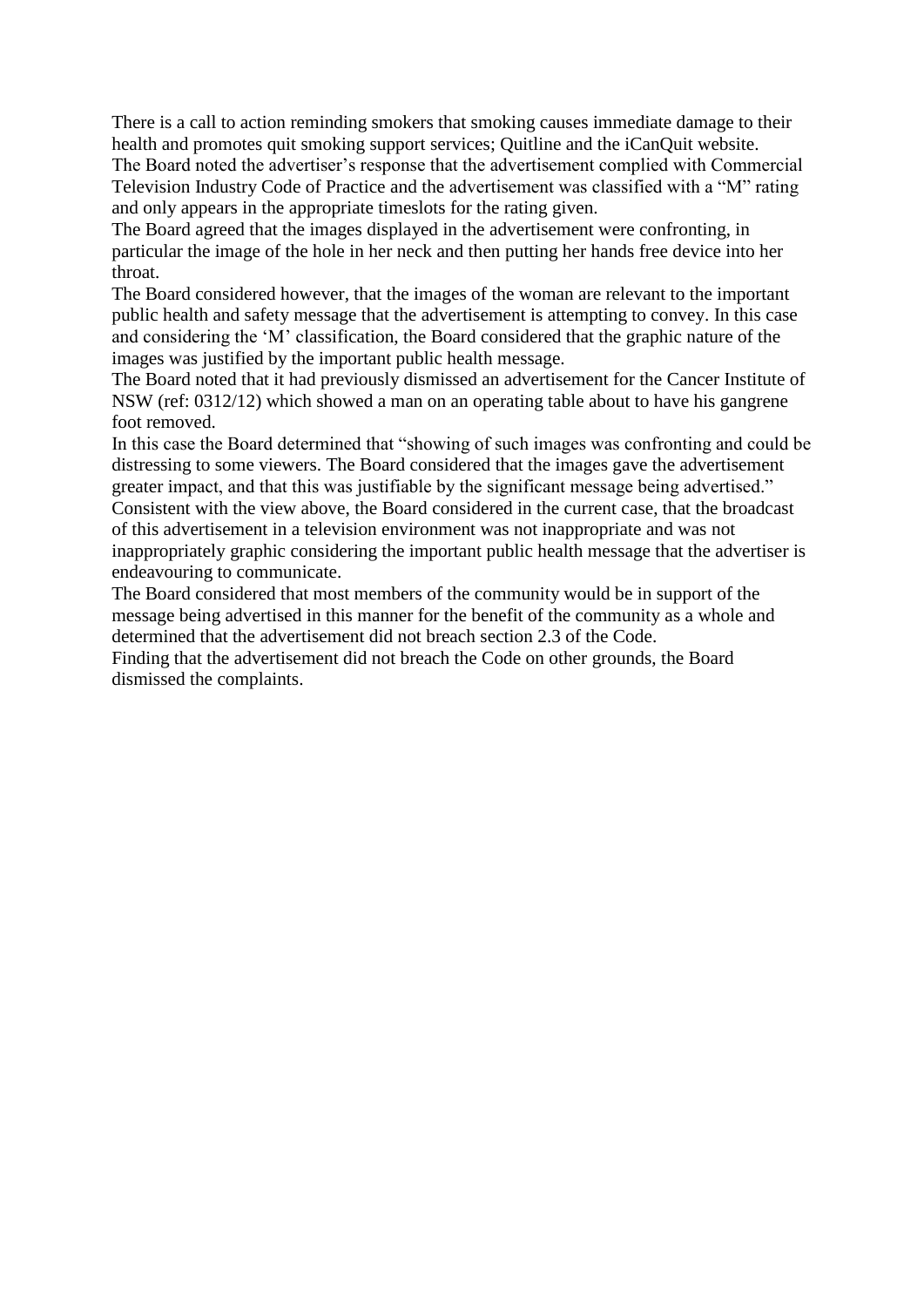There is a call to action reminding smokers that smoking causes immediate damage to their health and promotes quit smoking support services; Quitline and the iCanQuit website.

The Board noted the advertiser's response that the advertisement complied with Commercial Television Industry Code of Practice and the advertisement was classified with a "M" rating and only appears in the appropriate timeslots for the rating given.

The Board agreed that the images displayed in the advertisement were confronting, in particular the image of the hole in her neck and then putting her hands free device into her throat.

The Board considered however, that the images of the woman are relevant to the important public health and safety message that the advertisement is attempting to convey. In this case and considering the 'M' classification, the Board considered that the graphic nature of the images was justified by the important public health message.

The Board noted that it had previously dismissed an advertisement for the Cancer Institute of NSW (ref: 0312/12) which showed a man on an operating table about to have his gangrene foot removed.

In this case the Board determined that "showing of such images was confronting and could be distressing to some viewers. The Board considered that the images gave the advertisement greater impact, and that this was justifiable by the significant message being advertised."

Consistent with the view above, the Board considered in the current case, that the broadcast of this advertisement in a television environment was not inappropriate and was not inappropriately graphic considering the important public health message that the advertiser is endeavouring to communicate.

The Board considered that most members of the community would be in support of the message being advertised in this manner for the benefit of the community as a whole and determined that the advertisement did not breach section 2.3 of the Code.

Finding that the advertisement did not breach the Code on other grounds, the Board dismissed the complaints.